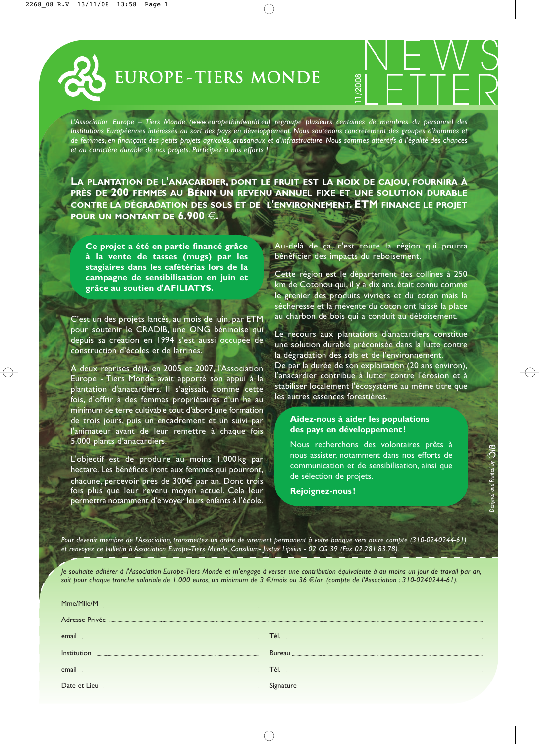# EUROPE - TIERS MONDE

## NEWS LETTER 11/2008

*L'Association Europe – Tiers Monde (www.europethirdworld.eu) regroupe plusieurs centaines de membres du personnel des Institutions Européennes intéressés au sort des pays en développement. Nous soutenons concrètement des groupes d'hommes et de femmes, en finançant des petits projets agricoles, artisanaux et d'infrastructure. Nous sommes attentifs à l'égalité des chances et au caractère durable de nos projets. Participez à nos efforts !*

**LA PLANTATION DE L'ANACARDIER, DONT LE FRUIT EST LA NOIX DE CAJOU, FOURNIRA À PRÈS DE 200 FEMMES AU BÉNIN UN REVENU ANNUEL FIXE ET UNE SOLUTION DURABLE CONTRE LA DÉGRADATION DES SOLS ET DE L'ENVIRONNEMENT. ETM FINANCE LE PROJET POUR UN MONTANT DE 6.900 €.**

**Ce projet a été en partie financé grâce à la vente de tasses (mugs) par les stagiaires des cafétérias lors de la campagne de sensibilisation en juin et grâce au soutien d'AFILIATYS.**

C'est un des projets lancés, au mois de juin, par ETM pour soutenir le CRADIB, une ONG béninoise qui depuis sa création en 1994 s'est aussi occupée de construction d'écoles et de latrines.

A deux reprises déjà, en 2005 et 2007, l'Association Europe - Tiers Monde avait apporté son appui à la plantation d'anacardiers. Il s'agissait, comme cette fois, d'offrir à des femmes propriétaires d'un ha au minimum de terre cultivable tout d'abord une formation de trois jours, puis un encadrement et un suivi par l'animateur avant de leur remettre à chaque fois 5.000 plants d'anacardiers.

L'objectif est de produire au moins 1.000 kg par hectare. Les bénéfices iront aux femmes qui pourront, chacune, percevoir près de 300€ par an. Donc trois fois plus que leur revenu moyen actuel. Cela leur permettra notamment d'envoyer leurs enfants à l'école.

Au-delà de ça, c'est toute la région qui pourra bénéficier des impacts du reboisement.

Cette région est le département des collines à 250 km de Cotonou qui, il y a dix ans, était connu comme le grenier des produits vivriers et du coton mais la sécheresse et la mévente du coton ont laissé la place au charbon de bois qui a conduit au déboisement.

Le recours aux plantations d'anacardiers constitue une solution durable préconisée dans la lutte contre la dégradation des sols et de l'environnement.
De par la durée de son exploitation (20 ans environ), l'anacardier contribue à lutter contre l'érosion et à stabiliser localement l'écosystème au même titre que les autres essences forestières.

**Aidez-nous à aider les populations des pays en développement !**

Nous recherchons des volontaires prêts à nous assister, notamment dans nos efforts de communication et de sensibilisation, ainsi que de sélection de projets.

**Rejoignez-nous !**

*Pour devenir membre de l'Association, transmettez un ordre de virement permanent à votre banque vers notre compte (310-0240244-61) et renvoyez ce bulletin à Association Europe-Tiers Monde, Consilium- Justus Lipsius - 02 CG 39 (Fax 02.281.83.78).*

*Je souhaite adhérer à l'Association Europe-Tiers Monde et m'engage à verser une contribution équivalente à au moins un jour de travail par an, soit pour chaque tranche salariale de 1.000 euros, un minimum de 3 €/mois ou 36 €/an (compte de l'Association : 310-0240244-61).*

Mme/Mlle/M ..................................................

Adresse Privée ..................................................

email .................................. Tél. ..................................

Institution .................................. Bureau ..................................

email .................................. Tél. ..................................

Date et Lieu .................................. Signature

*Designed and Printed by OIB*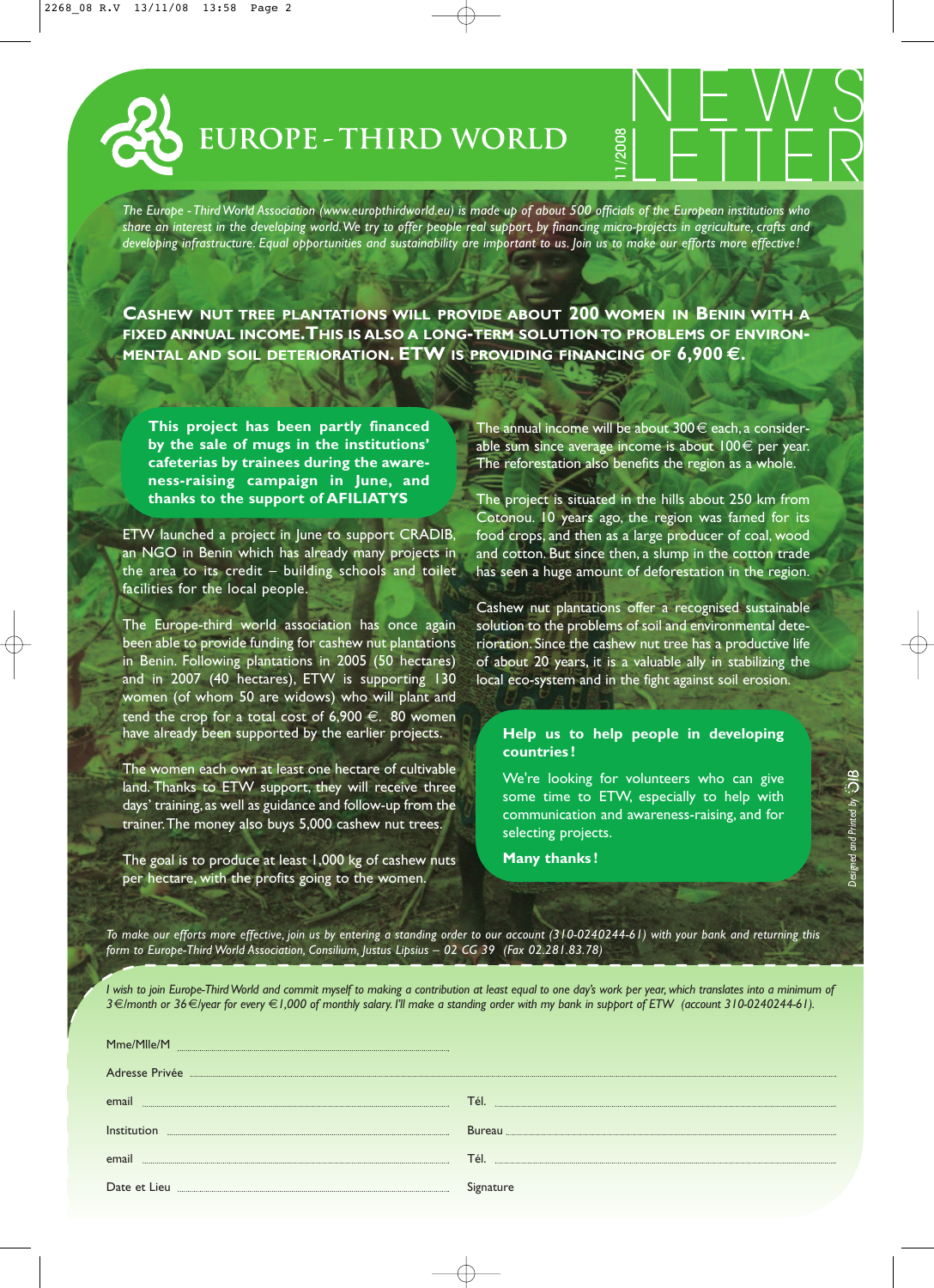# EUROPE - THIRD WORLD

11/2008 NEWS LETTER

*The Europe - Third World Association (www.europthirdworld.eu) is made up of about 500 officials of the European institutions who share an interest in the developing world. We try to offer people real support, by financing micro-projects in agriculture, crafts and developing infrastructure. Equal opportunities and sustainability are important to us. Join us to make our efforts more effective!*

## Cashew nut tree plantations will provide about 200 women in Benin with a fixed annual income. This is also a long-term solution to problems of environmental and soil deterioration. ETW is providing financing of 6,900 €.

**This project has been partly financed by the sale of mugs in the institutions' cafeterias by trainees during the awareness-raising campaign in June, and thanks to the support of AFILIATYS**

ETW launched a project in June to support CRADIB, an NGO in Benin which has already many projects in the area to its credit – building schools and toilet facilities for the local people.

The Europe-third world association has once again been able to provide funding for cashew nut plantations in Benin. Following plantations in 2005 (50 hectares) and in 2007 (40 hectares), ETW is supporting 130 women (of whom 50 are widows) who will plant and tend the crop for a total cost of 6,900 €. 80 women have already been supported by the earlier projects.

The women each own at least one hectare of cultivable land. Thanks to ETW support, they will receive three days' training, as well as guidance and follow-up from the trainer. The money also buys 5,000 cashew nut trees.

The goal is to produce at least 1,000 kg of cashew nuts per hectare, with the profits going to the women.

The annual income will be about 300 € each, a considerable sum since average income is about 100 € per year. The reforestation also benefits the region as a whole.

The project is situated in the hills about 250 km from Cotonou. 10 years ago, the region was famed for its food crops, and then as a large producer of coal, wood and cotton. But since then, a slump in the cotton trade has seen a huge amount of deforestation in the region.

Cashew nut plantations offer a recognised sustainable solution to the problems of soil and environmental deterioration. Since the cashew nut tree has a productive life of about 20 years, it is a valuable ally in stabilizing the local eco-system and in the fight against soil erosion.

**Help us to help people in developing countries!**

We're looking for volunteers who can give some time to ETW, especially to help with communication and awareness-raising, and for selecting projects.

**Many thanks!**

*Designed and Printed by OIB*

*To make our efforts more effective, join us by entering a standing order to our account (310-0240244-61) with your bank and returning this form to Europe-Third World Association, Consilium, Justus Lipsius – 02 CG 39 (Fax 02.281.83.78)*

*I wish to join Europe-Third World and commit myself to making a contribution at least equal to one day's work per year, which translates into a minimum of 3€/month or 36€/year for every €1,000 of monthly salary. I'll make a standing order with my bank in support of ETW (account 310-0240244-61).*

Mme/Mlle/M ..............................

Adresse Privée ..............................

email .............................. Tél. ..............................

Institution .............................. Bureau ..............................

email .............................. Tél. ..............................

Date et Lieu .............................. Signature